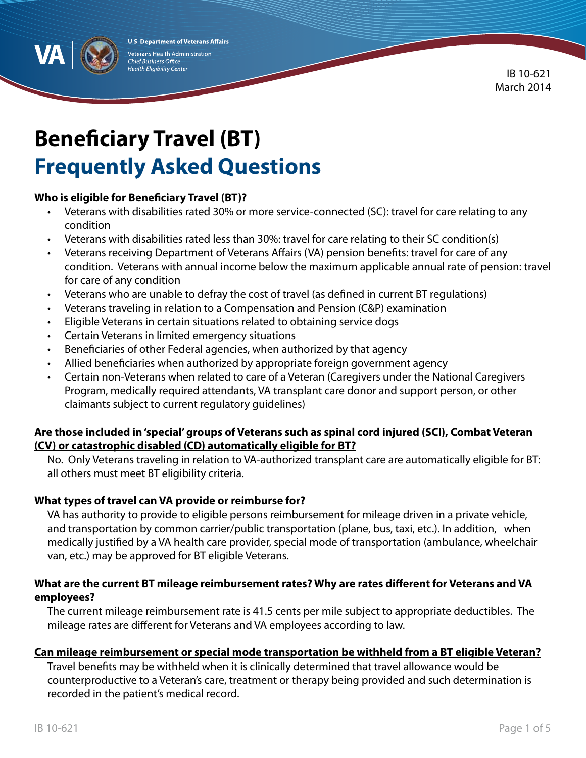U.S. Department of Veterans Affairs
Veterans Health Administration
*Chief Business Office*
*Health Eligibility Center*

IB 10-621
March 2014

# Beneficiary Travel (BT)
# Frequently Asked Questions

**Who is eligible for Beneficiary Travel (BT)?**

- Veterans with disabilities rated 30% or more service-connected (SC): travel for care relating to any condition
- Veterans with disabilities rated less than 30%: travel for care relating to their SC condition(s)
- Veterans receiving Department of Veterans Affairs (VA) pension benefits: travel for care of any condition. Veterans with annual income below the maximum applicable annual rate of pension: travel for care of any condition
- Veterans who are unable to defray the cost of travel (as defined in current BT regulations)
- Veterans traveling in relation to a Compensation and Pension (C&P) examination
- Eligible Veterans in certain situations related to obtaining service dogs
- Certain Veterans in limited emergency situations
- Beneficiaries of other Federal agencies, when authorized by that agency
- Allied beneficiaries when authorized by appropriate foreign government agency
- Certain non-Veterans when related to care of a Veteran (Caregivers under the National Caregivers Program, medically required attendants, VA transplant care donor and support person, or other claimants subject to current regulatory guidelines)

**Are those included in 'special' groups of Veterans such as spinal cord injured (SCI), Combat Veteran (CV) or catastrophic disabled (CD) automatically eligible for BT?**

No. Only Veterans traveling in relation to VA-authorized transplant care are automatically eligible for BT: all others must meet BT eligibility criteria.

**What types of travel can VA provide or reimburse for?**

VA has authority to provide to eligible persons reimbursement for mileage driven in a private vehicle, and transportation by common carrier/public transportation (plane, bus, taxi, etc.). In addition, when medically justified by a VA health care provider, special mode of transportation (ambulance, wheelchair van, etc.) may be approved for BT eligible Veterans.

**What are the current BT mileage reimbursement rates? Why are rates different for Veterans and VA employees?**

The current mileage reimbursement rate is 41.5 cents per mile subject to appropriate deductibles. The mileage rates are different for Veterans and VA employees according to law.

**Can mileage reimbursement or special mode transportation be withheld from a BT eligible Veteran?**

Travel benefits may be withheld when it is clinically determined that travel allowance would be counterproductive to a Veteran's care, treatment or therapy being provided and such determination is recorded in the patient's medical record.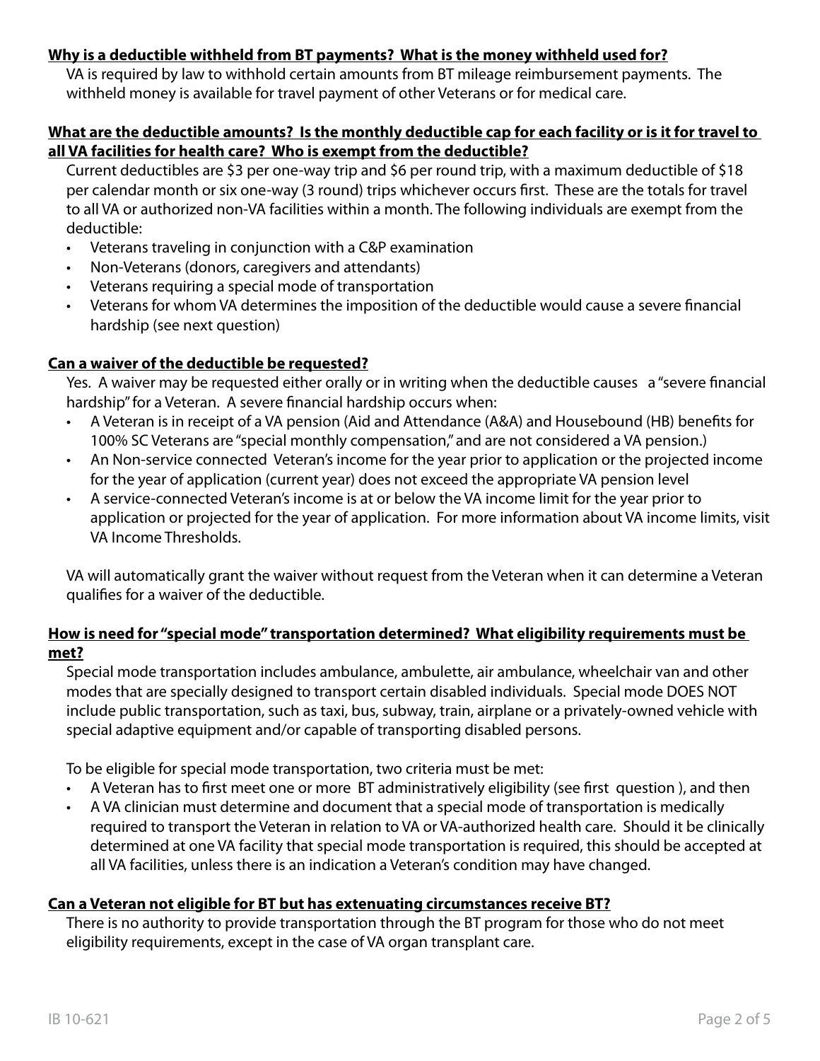**Why is a deductible withheld from BT payments? What is the money withheld used for?**

VA is required by law to withhold certain amounts from BT mileage reimbursement payments. The withheld money is available for travel payment of other Veterans or for medical care.

**What are the deductible amounts? Is the monthly deductible cap for each facility or is it for travel to all VA facilities for health care? Who is exempt from the deductible?**

Current deductibles are $3 per one-way trip and $6 per round trip, with a maximum deductible of $18 per calendar month or six one-way (3 round) trips whichever occurs first. These are the totals for travel to all VA or authorized non-VA facilities within a month. The following individuals are exempt from the deductible:

- Veterans traveling in conjunction with a C&P examination
- Non-Veterans (donors, caregivers and attendants)
- Veterans requiring a special mode of transportation
- Veterans for whom VA determines the imposition of the deductible would cause a severe financial hardship (see next question)

**Can a waiver of the deductible be requested?**

Yes. A waiver may be requested either orally or in writing when the deductible causes a "severe financial hardship" for a Veteran. A severe financial hardship occurs when:

- A Veteran is in receipt of a VA pension (Aid and Attendance (A&A) and Housebound (HB) benefits for 100% SC Veterans are "special monthly compensation," and are not considered a VA pension.)
- An Non-service connected Veteran's income for the year prior to application or the projected income for the year of application (current year) does not exceed the appropriate VA pension level
- A service-connected Veteran's income is at or below the VA income limit for the year prior to application or projected for the year of application. For more information about VA income limits, visit VA Income Thresholds.

VA will automatically grant the waiver without request from the Veteran when it can determine a Veteran qualifies for a waiver of the deductible.

**How is need for "special mode" transportation determined? What eligibility requirements must be met?**

Special mode transportation includes ambulance, ambulette, air ambulance, wheelchair van and other modes that are specially designed to transport certain disabled individuals. Special mode DOES NOT include public transportation, such as taxi, bus, subway, train, airplane or a privately-owned vehicle with special adaptive equipment and/or capable of transporting disabled persons.

To be eligible for special mode transportation, two criteria must be met:

- A Veteran has to first meet one or more BT administratively eligibility (see first question ), and then
- A VA clinician must determine and document that a special mode of transportation is medically required to transport the Veteran in relation to VA or VA-authorized health care. Should it be clinically determined at one VA facility that special mode transportation is required, this should be accepted at all VA facilities, unless there is an indication a Veteran's condition may have changed.

**Can a Veteran not eligible for BT but has extenuating circumstances receive BT?**

There is no authority to provide transportation through the BT program for those who do not meet eligibility requirements, except in the case of VA organ transplant care.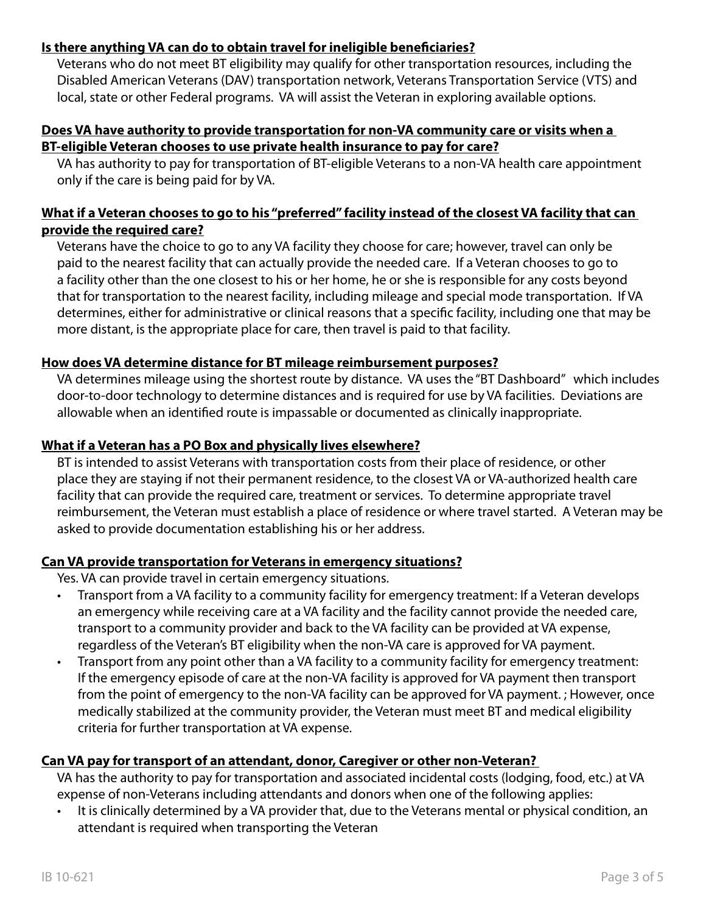**<u>Is there anything VA can do to obtain travel for ineligible beneficiaries?</u>**

Veterans who do not meet BT eligibility may qualify for other transportation resources, including the Disabled American Veterans (DAV) transportation network, Veterans Transportation Service (VTS) and local, state or other Federal programs. VA will assist the Veteran in exploring available options.

**<u>Does VA have authority to provide transportation for non-VA community care or visits when a BT-eligible Veteran chooses to use private health insurance to pay for care?</u>**

VA has authority to pay for transportation of BT-eligible Veterans to a non-VA health care appointment only if the care is being paid for by VA.

**<u>What if a Veteran chooses to go to his "preferred" facility instead of the closest VA facility that can provide the required care?</u>**

Veterans have the choice to go to any VA facility they choose for care; however, travel can only be paid to the nearest facility that can actually provide the needed care. If a Veteran chooses to go to a facility other than the one closest to his or her home, he or she is responsible for any costs beyond that for transportation to the nearest facility, including mileage and special mode transportation. If VA determines, either for administrative or clinical reasons that a specific facility, including one that may be more distant, is the appropriate place for care, then travel is paid to that facility.

**<u>How does VA determine distance for BT mileage reimbursement purposes?</u>**

VA determines mileage using the shortest route by distance. VA uses the "BT Dashboard" which includes door-to-door technology to determine distances and is required for use by VA facilities. Deviations are allowable when an identified route is impassable or documented as clinically inappropriate.

**<u>What if a Veteran has a PO Box and physically lives elsewhere?</u>**

BT is intended to assist Veterans with transportation costs from their place of residence, or other place they are staying if not their permanent residence, to the closest VA or VA-authorized health care facility that can provide the required care, treatment or services. To determine appropriate travel reimbursement, the Veteran must establish a place of residence or where travel started. A Veteran may be asked to provide documentation establishing his or her address.

**<u>Can VA provide transportation for Veterans in emergency situations?</u>**

Yes. VA can provide travel in certain emergency situations.

- Transport from a VA facility to a community facility for emergency treatment: If a Veteran develops an emergency while receiving care at a VA facility and the facility cannot provide the needed care, transport to a community provider and back to the VA facility can be provided at VA expense, regardless of the Veteran's BT eligibility when the non-VA care is approved for VA payment.
- Transport from any point other than a VA facility to a community facility for emergency treatment: If the emergency episode of care at the non-VA facility is approved for VA payment then transport from the point of emergency to the non-VA facility can be approved for VA payment. ; However, once medically stabilized at the community provider, the Veteran must meet BT and medical eligibility criteria for further transportation at VA expense.

**<u>Can VA pay for transport of an attendant, donor, Caregiver or other non-Veteran?</u>**

VA has the authority to pay for transportation and associated incidental costs (lodging, food, etc.) at VA expense of non-Veterans including attendants and donors when one of the following applies:

- It is clinically determined by a VA provider that, due to the Veterans mental or physical condition, an attendant is required when transporting the Veteran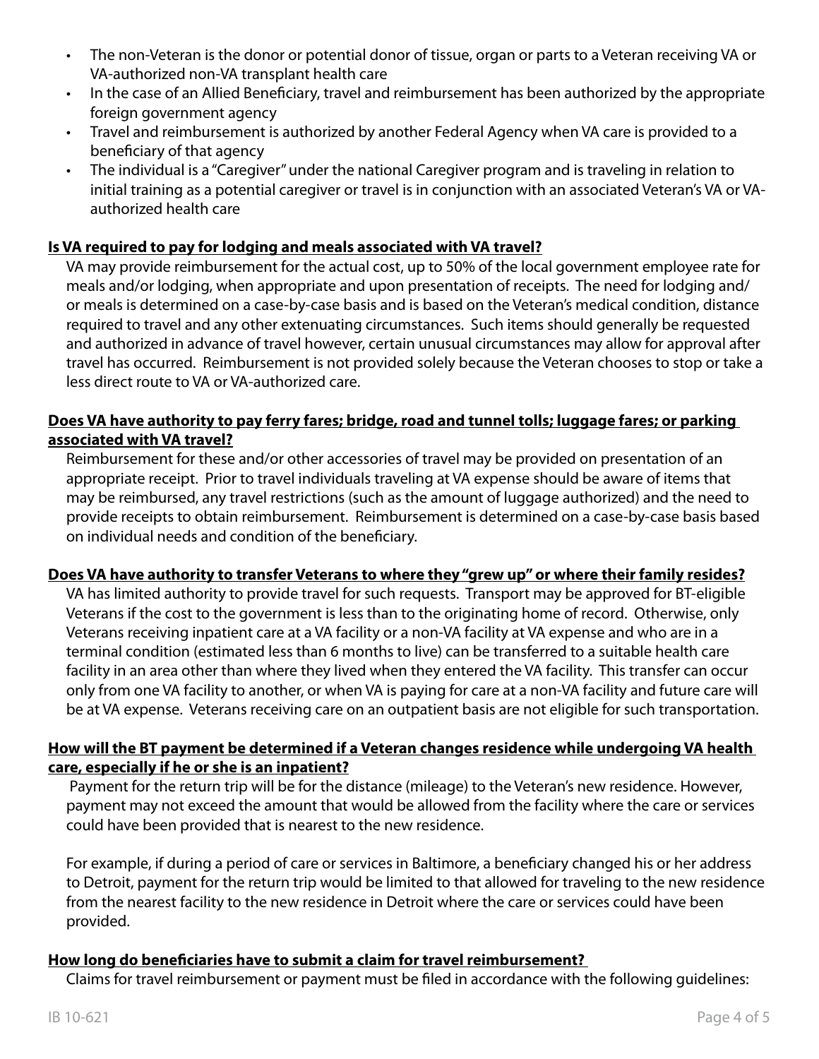- The non-Veteran is the donor or potential donor of tissue, organ or parts to a Veteran receiving VA or VA-authorized non-VA transplant health care
- In the case of an Allied Beneficiary, travel and reimbursement has been authorized by the appropriate foreign government agency
- Travel and reimbursement is authorized by another Federal Agency when VA care is provided to a beneficiary of that agency
- The individual is a "Caregiver" under the national Caregiver program and is traveling in relation to initial training as a potential caregiver or travel is in conjunction with an associated Veteran's VA or VA-authorized health care

**Is VA required to pay for lodging and meals associated with VA travel?**

VA may provide reimbursement for the actual cost, up to 50% of the local government employee rate for meals and/or lodging, when appropriate and upon presentation of receipts. The need for lodging and/or meals is determined on a case-by-case basis and is based on the Veteran's medical condition, distance required to travel and any other extenuating circumstances. Such items should generally be requested and authorized in advance of travel however, certain unusual circumstances may allow for approval after travel has occurred. Reimbursement is not provided solely because the Veteran chooses to stop or take a less direct route to VA or VA-authorized care.

**Does VA have authority to pay ferry fares; bridge, road and tunnel tolls; luggage fares; or parking associated with VA travel?**

Reimbursement for these and/or other accessories of travel may be provided on presentation of an appropriate receipt. Prior to travel individuals traveling at VA expense should be aware of items that may be reimbursed, any travel restrictions (such as the amount of luggage authorized) and the need to provide receipts to obtain reimbursement. Reimbursement is determined on a case-by-case basis based on individual needs and condition of the beneficiary.

**Does VA have authority to transfer Veterans to where they "grew up" or where their family resides?**

VA has limited authority to provide travel for such requests. Transport may be approved for BT-eligible Veterans if the cost to the government is less than to the originating home of record. Otherwise, only Veterans receiving inpatient care at a VA facility or a non-VA facility at VA expense and who are in a terminal condition (estimated less than 6 months to live) can be transferred to a suitable health care facility in an area other than where they lived when they entered the VA facility. This transfer can occur only from one VA facility to another, or when VA is paying for care at a non-VA facility and future care will be at VA expense. Veterans receiving care on an outpatient basis are not eligible for such transportation.

**How will the BT payment be determined if a Veteran changes residence while undergoing VA health care, especially if he or she is an inpatient?**

Payment for the return trip will be for the distance (mileage) to the Veteran's new residence. However, payment may not exceed the amount that would be allowed from the facility where the care or services could have been provided that is nearest to the new residence.

For example, if during a period of care or services in Baltimore, a beneficiary changed his or her address to Detroit, payment for the return trip would be limited to that allowed for traveling to the new residence from the nearest facility to the new residence in Detroit where the care or services could have been provided.

**How long do beneficiaries have to submit a claim for travel reimbursement?**

Claims for travel reimbursement or payment must be filed in accordance with the following guidelines: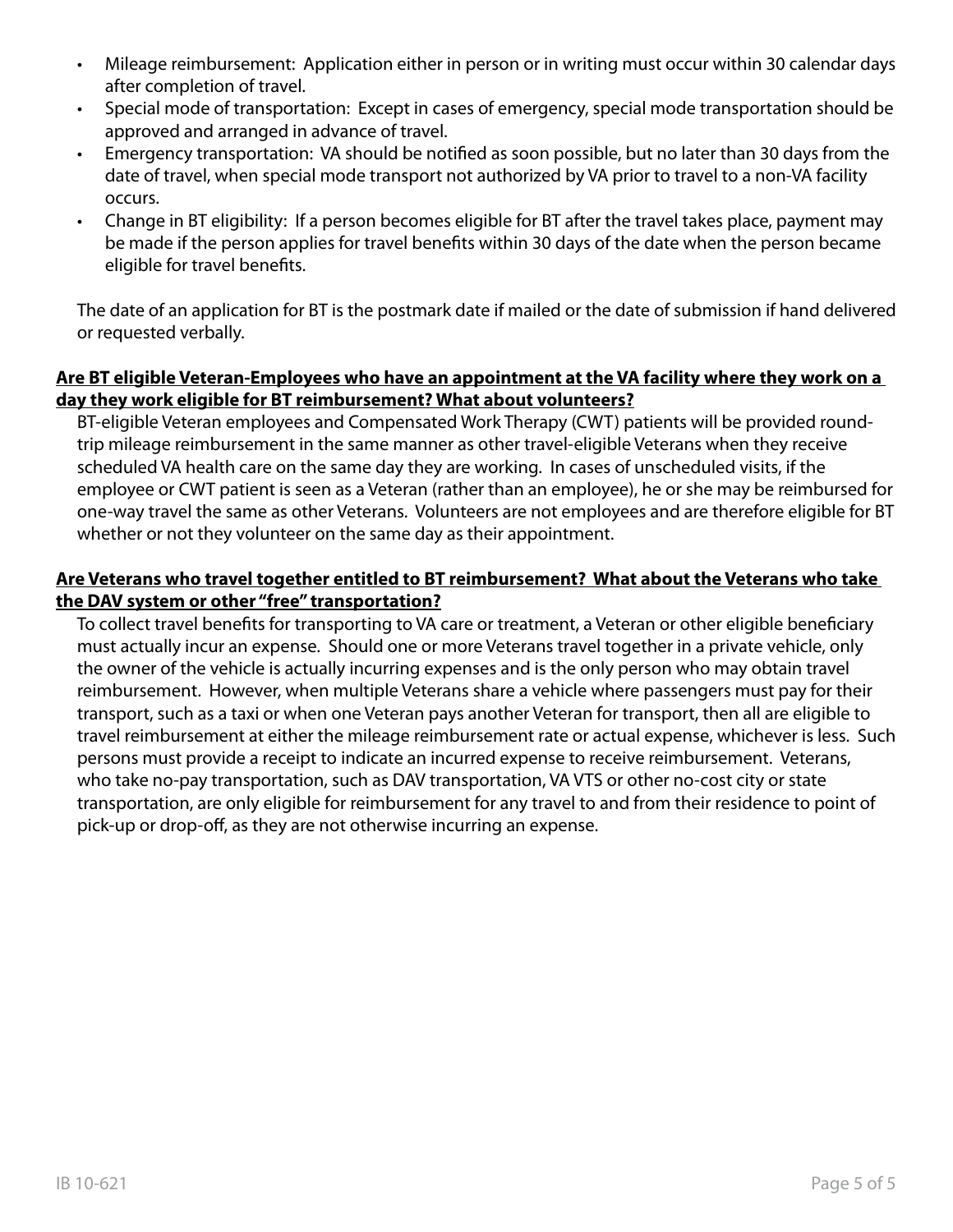- Mileage reimbursement: Application either in person or in writing must occur within 30 calendar days after completion of travel.
- Special mode of transportation: Except in cases of emergency, special mode transportation should be approved and arranged in advance of travel.
- Emergency transportation: VA should be notified as soon possible, but no later than 30 days from the date of travel, when special mode transport not authorized by VA prior to travel to a non-VA facility occurs.
- Change in BT eligibility: If a person becomes eligible for BT after the travel takes place, payment may be made if the person applies for travel benefits within 30 days of the date when the person became eligible for travel benefits.

The date of an application for BT is the postmark date if mailed or the date of submission if hand delivered or requested verbally.

**Are BT eligible Veteran-Employees who have an appointment at the VA facility where they work on a day they work eligible for BT reimbursement? What about volunteers?**

BT-eligible Veteran employees and Compensated Work Therapy (CWT) patients will be provided round-trip mileage reimbursement in the same manner as other travel-eligible Veterans when they receive scheduled VA health care on the same day they are working. In cases of unscheduled visits, if the employee or CWT patient is seen as a Veteran (rather than an employee), he or she may be reimbursed for one-way travel the same as other Veterans. Volunteers are not employees and are therefore eligible for BT whether or not they volunteer on the same day as their appointment.

**Are Veterans who travel together entitled to BT reimbursement? What about the Veterans who take the DAV system or other "free" transportation?**

To collect travel benefits for transporting to VA care or treatment, a Veteran or other eligible beneficiary must actually incur an expense. Should one or more Veterans travel together in a private vehicle, only the owner of the vehicle is actually incurring expenses and is the only person who may obtain travel reimbursement. However, when multiple Veterans share a vehicle where passengers must pay for their transport, such as a taxi or when one Veteran pays another Veteran for transport, then all are eligible to travel reimbursement at either the mileage reimbursement rate or actual expense, whichever is less. Such persons must provide a receipt to indicate an incurred expense to receive reimbursement. Veterans, who take no-pay transportation, such as DAV transportation, VA VTS or other no-cost city or state transportation, are only eligible for reimbursement for any travel to and from their residence to point of pick-up or drop-off, as they are not otherwise incurring an expense.